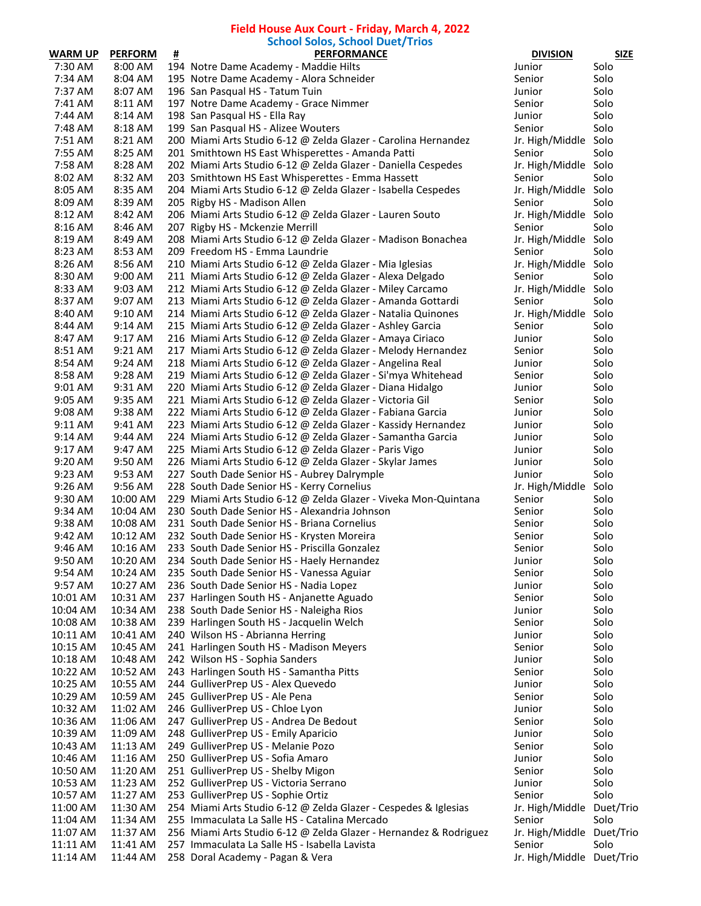## Field House Aux Court - Friday, March 4, 2022

### School Solos, School Duet/Trios

| WARM UP | PERFORM | # | PERFORMANCE | DIVISION | SIZE |
|---|---|---|---|---|---|
| 7:30 AM | 8:00 AM | 194 | Notre Dame Academy - Maddie Hilts | Junior | Solo |
| 7:34 AM | 8:04 AM | 195 | Notre Dame Academy - Alora Schneider | Senior | Solo |
| 7:37 AM | 8:07 AM | 196 | San Pasqual HS - Tatum Tuin | Junior | Solo |
| 7:41 AM | 8:11 AM | 197 | Notre Dame Academy - Grace Nimmer | Senior | Solo |
| 7:44 AM | 8:14 AM | 198 | San Pasqual HS - Ella Ray | Junior | Solo |
| 7:48 AM | 8:18 AM | 199 | San Pasqual HS - Alizee Wouters | Senior | Solo |
| 7:51 AM | 8:21 AM | 200 | Miami Arts Studio 6-12 @ Zelda Glazer - Carolina Hernandez | Jr. High/Middle | Solo |
| 7:55 AM | 8:25 AM | 201 | Smithtown HS East Whisperettes - Amanda Patti | Senior | Solo |
| 7:58 AM | 8:28 AM | 202 | Miami Arts Studio 6-12 @ Zelda Glazer - Daniella Cespedes | Jr. High/Middle | Solo |
| 8:02 AM | 8:32 AM | 203 | Smithtown HS East Whisperettes - Emma Hassett | Senior | Solo |
| 8:05 AM | 8:35 AM | 204 | Miami Arts Studio 6-12 @ Zelda Glazer - Isabella Cespedes | Jr. High/Middle | Solo |
| 8:09 AM | 8:39 AM | 205 | Rigby HS - Madison Allen | Senior | Solo |
| 8:12 AM | 8:42 AM | 206 | Miami Arts Studio 6-12 @ Zelda Glazer - Lauren Souto | Jr. High/Middle | Solo |
| 8:16 AM | 8:46 AM | 207 | Rigby HS - Mckenzie Merrill | Senior | Solo |
| 8:19 AM | 8:49 AM | 208 | Miami Arts Studio 6-12 @ Zelda Glazer - Madison Bonachea | Jr. High/Middle | Solo |
| 8:23 AM | 8:53 AM | 209 | Freedom HS - Emma Laundrie | Senior | Solo |
| 8:26 AM | 8:56 AM | 210 | Miami Arts Studio 6-12 @ Zelda Glazer - Mia Iglesias | Jr. High/Middle | Solo |
| 8:30 AM | 9:00 AM | 211 | Miami Arts Studio 6-12 @ Zelda Glazer - Alexa Delgado | Senior | Solo |
| 8:33 AM | 9:03 AM | 212 | Miami Arts Studio 6-12 @ Zelda Glazer - Miley Carcamo | Jr. High/Middle | Solo |
| 8:37 AM | 9:07 AM | 213 | Miami Arts Studio 6-12 @ Zelda Glazer - Amanda Gottardi | Senior | Solo |
| 8:40 AM | 9:10 AM | 214 | Miami Arts Studio 6-12 @ Zelda Glazer - Natalia Quinones | Jr. High/Middle | Solo |
| 8:44 AM | 9:14 AM | 215 | Miami Arts Studio 6-12 @ Zelda Glazer - Ashley Garcia | Senior | Solo |
| 8:47 AM | 9:17 AM | 216 | Miami Arts Studio 6-12 @ Zelda Glazer - Amaya Ciriaco | Junior | Solo |
| 8:51 AM | 9:21 AM | 217 | Miami Arts Studio 6-12 @ Zelda Glazer - Melody Hernandez | Senior | Solo |
| 8:54 AM | 9:24 AM | 218 | Miami Arts Studio 6-12 @ Zelda Glazer - Angelina Real | Junior | Solo |
| 8:58 AM | 9:28 AM | 219 | Miami Arts Studio 6-12 @ Zelda Glazer - Si'mya Whitehead | Senior | Solo |
| 9:01 AM | 9:31 AM | 220 | Miami Arts Studio 6-12 @ Zelda Glazer - Diana Hidalgo | Junior | Solo |
| 9:05 AM | 9:35 AM | 221 | Miami Arts Studio 6-12 @ Zelda Glazer - Victoria Gil | Senior | Solo |
| 9:08 AM | 9:38 AM | 222 | Miami Arts Studio 6-12 @ Zelda Glazer - Fabiana Garcia | Junior | Solo |
| 9:11 AM | 9:41 AM | 223 | Miami Arts Studio 6-12 @ Zelda Glazer - Kassidy Hernandez | Junior | Solo |
| 9:14 AM | 9:44 AM | 224 | Miami Arts Studio 6-12 @ Zelda Glazer - Samantha Garcia | Junior | Solo |
| 9:17 AM | 9:47 AM | 225 | Miami Arts Studio 6-12 @ Zelda Glazer - Paris Vigo | Junior | Solo |
| 9:20 AM | 9:50 AM | 226 | Miami Arts Studio 6-12 @ Zelda Glazer - Skylar James | Junior | Solo |
| 9:23 AM | 9:53 AM | 227 | South Dade Senior HS - Aubrey Dalrymple | Junior | Solo |
| 9:26 AM | 9:56 AM | 228 | South Dade Senior HS - Kerry Cornelius | Jr. High/Middle | Solo |
| 9:30 AM | 10:00 AM | 229 | Miami Arts Studio 6-12 @ Zelda Glazer - Viveka Mon-Quintana | Senior | Solo |
| 9:34 AM | 10:04 AM | 230 | South Dade Senior HS - Alexandria Johnson | Senior | Solo |
| 9:38 AM | 10:08 AM | 231 | South Dade Senior HS - Briana Cornelius | Senior | Solo |
| 9:42 AM | 10:12 AM | 232 | South Dade Senior HS - Krysten Moreira | Senior | Solo |
| 9:46 AM | 10:16 AM | 233 | South Dade Senior HS - Priscilla Gonzalez | Senior | Solo |
| 9:50 AM | 10:20 AM | 234 | South Dade Senior HS - Haely Hernandez | Junior | Solo |
| 9:54 AM | 10:24 AM | 235 | South Dade Senior HS - Vanessa Aguiar | Senior | Solo |
| 9:57 AM | 10:27 AM | 236 | South Dade Senior HS - Nadia Lopez | Junior | Solo |
| 10:01 AM | 10:31 AM | 237 | Harlingen South HS - Anjanette Aguado | Senior | Solo |
| 10:04 AM | 10:34 AM | 238 | South Dade Senior HS - Naleigha Rios | Junior | Solo |
| 10:08 AM | 10:38 AM | 239 | Harlingen South HS - Jacquelin Welch | Senior | Solo |
| 10:11 AM | 10:41 AM | 240 | Wilson HS - Abrianna Herring | Junior | Solo |
| 10:15 AM | 10:45 AM | 241 | Harlingen South HS - Madison Meyers | Senior | Solo |
| 10:18 AM | 10:48 AM | 242 | Wilson HS - Sophia Sanders | Junior | Solo |
| 10:22 AM | 10:52 AM | 243 | Harlingen South HS - Samantha Pitts | Senior | Solo |
| 10:25 AM | 10:55 AM | 244 | GulliverPrep US - Alex Quevedo | Junior | Solo |
| 10:29 AM | 10:59 AM | 245 | GulliverPrep US - Ale Pena | Senior | Solo |
| 10:32 AM | 11:02 AM | 246 | GulliverPrep US - Chloe Lyon | Junior | Solo |
| 10:36 AM | 11:06 AM | 247 | GulliverPrep US - Andrea De Bedout | Senior | Solo |
| 10:39 AM | 11:09 AM | 248 | GulliverPrep US - Emily Aparicio | Junior | Solo |
| 10:43 AM | 11:13 AM | 249 | GulliverPrep US - Melanie Pozo | Senior | Solo |
| 10:46 AM | 11:16 AM | 250 | GulliverPrep US - Sofia Amaro | Junior | Solo |
| 10:50 AM | 11:20 AM | 251 | GulliverPrep US - Shelby Migon | Senior | Solo |
| 10:53 AM | 11:23 AM | 252 | GulliverPrep US - Victoria Serrano | Junior | Solo |
| 10:57 AM | 11:27 AM | 253 | GulliverPrep US - Sophie Ortiz | Senior | Solo |
| 11:00 AM | 11:30 AM | 254 | Miami Arts Studio 6-12 @ Zelda Glazer - Cespedes & Iglesias | Jr. High/Middle | Duet/Trio |
| 11:04 AM | 11:34 AM | 255 | Immaculata La Salle HS - Catalina Mercado | Senior | Solo |
| 11:07 AM | 11:37 AM | 256 | Miami Arts Studio 6-12 @ Zelda Glazer - Hernandez & Rodriguez | Jr. High/Middle | Duet/Trio |
| 11:11 AM | 11:41 AM | 257 | Immaculata La Salle HS - Isabella Lavista | Senior | Solo |
| 11:14 AM | 11:44 AM | 258 | Doral Academy - Pagan & Vera | Jr. High/Middle | Duet/Trio |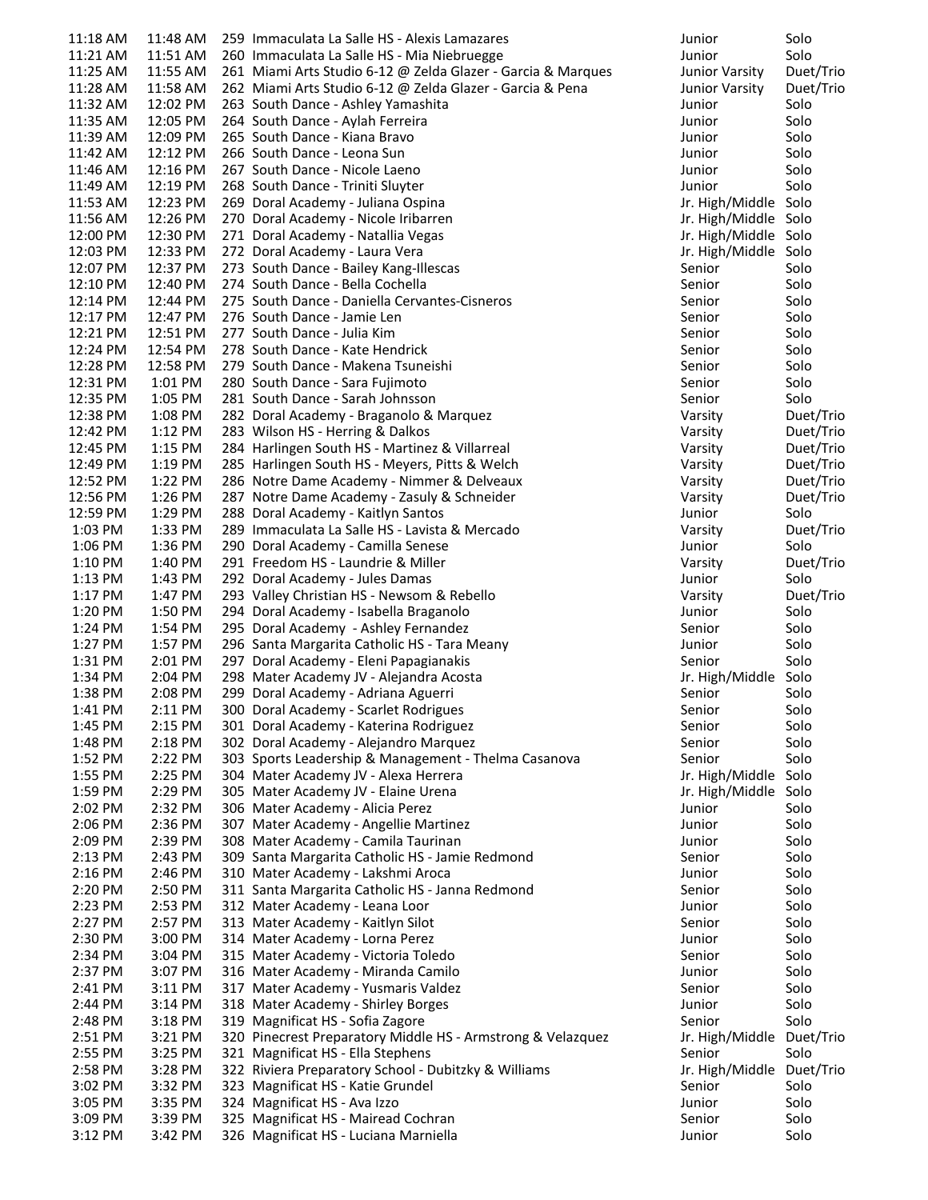| | | | | |
|---|---|---|---|---|
| 11:18 AM | 11:48 AM | 259 Immaculata La Salle HS - Alexis Lamazares | Junior | Solo |
| 11:21 AM | 11:51 AM | 260 Immaculata La Salle HS - Mia Niebruegge | Junior | Solo |
| 11:25 AM | 11:55 AM | 261 Miami Arts Studio 6-12 @ Zelda Glazer - Garcia & Marques | Junior Varsity | Duet/Trio |
| 11:28 AM | 11:58 AM | 262 Miami Arts Studio 6-12 @ Zelda Glazer - Garcia & Pena | Junior Varsity | Duet/Trio |
| 11:32 AM | 12:02 PM | 263 South Dance - Ashley Yamashita | Junior | Solo |
| 11:35 AM | 12:05 PM | 264 South Dance - Aylah Ferreira | Junior | Solo |
| 11:39 AM | 12:09 PM | 265 South Dance - Kiana Bravo | Junior | Solo |
| 11:42 AM | 12:12 PM | 266 South Dance - Leona Sun | Junior | Solo |
| 11:46 AM | 12:16 PM | 267 South Dance - Nicole Laeno | Junior | Solo |
| 11:49 AM | 12:19 PM | 268 South Dance - Triniti Sluyter | Junior | Solo |
| 11:53 AM | 12:23 PM | 269 Doral Academy - Juliana Ospina | Jr. High/Middle | Solo |
| 11:56 AM | 12:26 PM | 270 Doral Academy - Nicole Iribarren | Jr. High/Middle | Solo |
| 12:00 PM | 12:30 PM | 271 Doral Academy - Natallia Vegas | Jr. High/Middle | Solo |
| 12:03 PM | 12:33 PM | 272 Doral Academy - Laura Vera | Jr. High/Middle | Solo |
| 12:07 PM | 12:37 PM | 273 South Dance - Bailey Kang-Illescas | Senior | Solo |
| 12:10 PM | 12:40 PM | 274 South Dance - Bella Cochella | Senior | Solo |
| 12:14 PM | 12:44 PM | 275 South Dance - Daniella Cervantes-Cisneros | Senior | Solo |
| 12:17 PM | 12:47 PM | 276 South Dance - Jamie Len | Senior | Solo |
| 12:21 PM | 12:51 PM | 277 South Dance - Julia Kim | Senior | Solo |
| 12:24 PM | 12:54 PM | 278 South Dance - Kate Hendrick | Senior | Solo |
| 12:28 PM | 12:58 PM | 279 South Dance - Makena Tsuneishi | Senior | Solo |
| 12:31 PM | 1:01 PM | 280 South Dance - Sara Fujimoto | Senior | Solo |
| 12:35 PM | 1:05 PM | 281 South Dance - Sarah Johnsson | Senior | Solo |
| 12:38 PM | 1:08 PM | 282 Doral Academy - Braganolo & Marquez | Varsity | Duet/Trio |
| 12:42 PM | 1:12 PM | 283 Wilson HS - Herring & Dalkos | Varsity | Duet/Trio |
| 12:45 PM | 1:15 PM | 284 Harlingen South HS - Martinez & Villarreal | Varsity | Duet/Trio |
| 12:49 PM | 1:19 PM | 285 Harlingen South HS - Meyers, Pitts & Welch | Varsity | Duet/Trio |
| 12:52 PM | 1:22 PM | 286 Notre Dame Academy - Nimmer & Delveaux | Varsity | Duet/Trio |
| 12:56 PM | 1:26 PM | 287 Notre Dame Academy - Zasuly & Schneider | Varsity | Duet/Trio |
| 12:59 PM | 1:29 PM | 288 Doral Academy - Kaitlyn Santos | Junior | Solo |
| 1:03 PM | 1:33 PM | 289 Immaculata La Salle HS - Lavista & Mercado | Varsity | Duet/Trio |
| 1:06 PM | 1:36 PM | 290 Doral Academy - Camilla Senese | Junior | Solo |
| 1:10 PM | 1:40 PM | 291 Freedom HS - Laundrie & Miller | Varsity | Duet/Trio |
| 1:13 PM | 1:43 PM | 292 Doral Academy - Jules Damas | Junior | Solo |
| 1:17 PM | 1:47 PM | 293 Valley Christian HS - Newsom & Rebello | Varsity | Duet/Trio |
| 1:20 PM | 1:50 PM | 294 Doral Academy - Isabella Braganolo | Junior | Solo |
| 1:24 PM | 1:54 PM | 295 Doral Academy - Ashley Fernandez | Senior | Solo |
| 1:27 PM | 1:57 PM | 296 Santa Margarita Catholic HS - Tara Meany | Junior | Solo |
| 1:31 PM | 2:01 PM | 297 Doral Academy - Eleni Papagianakis | Senior | Solo |
| 1:34 PM | 2:04 PM | 298 Mater Academy JV - Alejandra Acosta | Jr. High/Middle | Solo |
| 1:38 PM | 2:08 PM | 299 Doral Academy - Adriana Aguerri | Senior | Solo |
| 1:41 PM | 2:11 PM | 300 Doral Academy - Scarlet Rodrigues | Senior | Solo |
| 1:45 PM | 2:15 PM | 301 Doral Academy - Katerina Rodriguez | Senior | Solo |
| 1:48 PM | 2:18 PM | 302 Doral Academy - Alejandro Marquez | Senior | Solo |
| 1:52 PM | 2:22 PM | 303 Sports Leadership & Management - Thelma Casanova | Senior | Solo |
| 1:55 PM | 2:25 PM | 304 Mater Academy JV - Alexa Herrera | Jr. High/Middle | Solo |
| 1:59 PM | 2:29 PM | 305 Mater Academy JV - Elaine Urena | Jr. High/Middle | Solo |
| 2:02 PM | 2:32 PM | 306 Mater Academy - Alicia Perez | Junior | Solo |
| 2:06 PM | 2:36 PM | 307 Mater Academy - Angellie Martinez | Junior | Solo |
| 2:09 PM | 2:39 PM | 308 Mater Academy - Camila Taurinan | Junior | Solo |
| 2:13 PM | 2:43 PM | 309 Santa Margarita Catholic HS - Jamie Redmond | Senior | Solo |
| 2:16 PM | 2:46 PM | 310 Mater Academy - Lakshmi Aroca | Junior | Solo |
| 2:20 PM | 2:50 PM | 311 Santa Margarita Catholic HS - Janna Redmond | Senior | Solo |
| 2:23 PM | 2:53 PM | 312 Mater Academy - Leana Loor | Junior | Solo |
| 2:27 PM | 2:57 PM | 313 Mater Academy - Kaitlyn Silot | Senior | Solo |
| 2:30 PM | 3:00 PM | 314 Mater Academy - Lorna Perez | Junior | Solo |
| 2:34 PM | 3:04 PM | 315 Mater Academy - Victoria Toledo | Senior | Solo |
| 2:37 PM | 3:07 PM | 316 Mater Academy - Miranda Camilo | Junior | Solo |
| 2:41 PM | 3:11 PM | 317 Mater Academy - Yusmaris Valdez | Senior | Solo |
| 2:44 PM | 3:14 PM | 318 Mater Academy - Shirley Borges | Junior | Solo |
| 2:48 PM | 3:18 PM | 319 Magnificat HS - Sofia Zagore | Senior | Solo |
| 2:51 PM | 3:21 PM | 320 Pinecrest Preparatory Middle HS - Armstrong & Velazquez | Jr. High/Middle | Duet/Trio |
| 2:55 PM | 3:25 PM | 321 Magnificat HS - Ella Stephens | Senior | Solo |
| 2:58 PM | 3:28 PM | 322 Riviera Preparatory School - Dubitzky & Williams | Jr. High/Middle | Duet/Trio |
| 3:02 PM | 3:32 PM | 323 Magnificat HS - Katie Grundel | Senior | Solo |
| 3:05 PM | 3:35 PM | 324 Magnificat HS - Ava Izzo | Junior | Solo |
| 3:09 PM | 3:39 PM | 325 Magnificat HS - Mairead Cochran | Senior | Solo |
| 3:12 PM | 3:42 PM | 326 Magnificat HS - Luciana Marniella | Junior | Solo |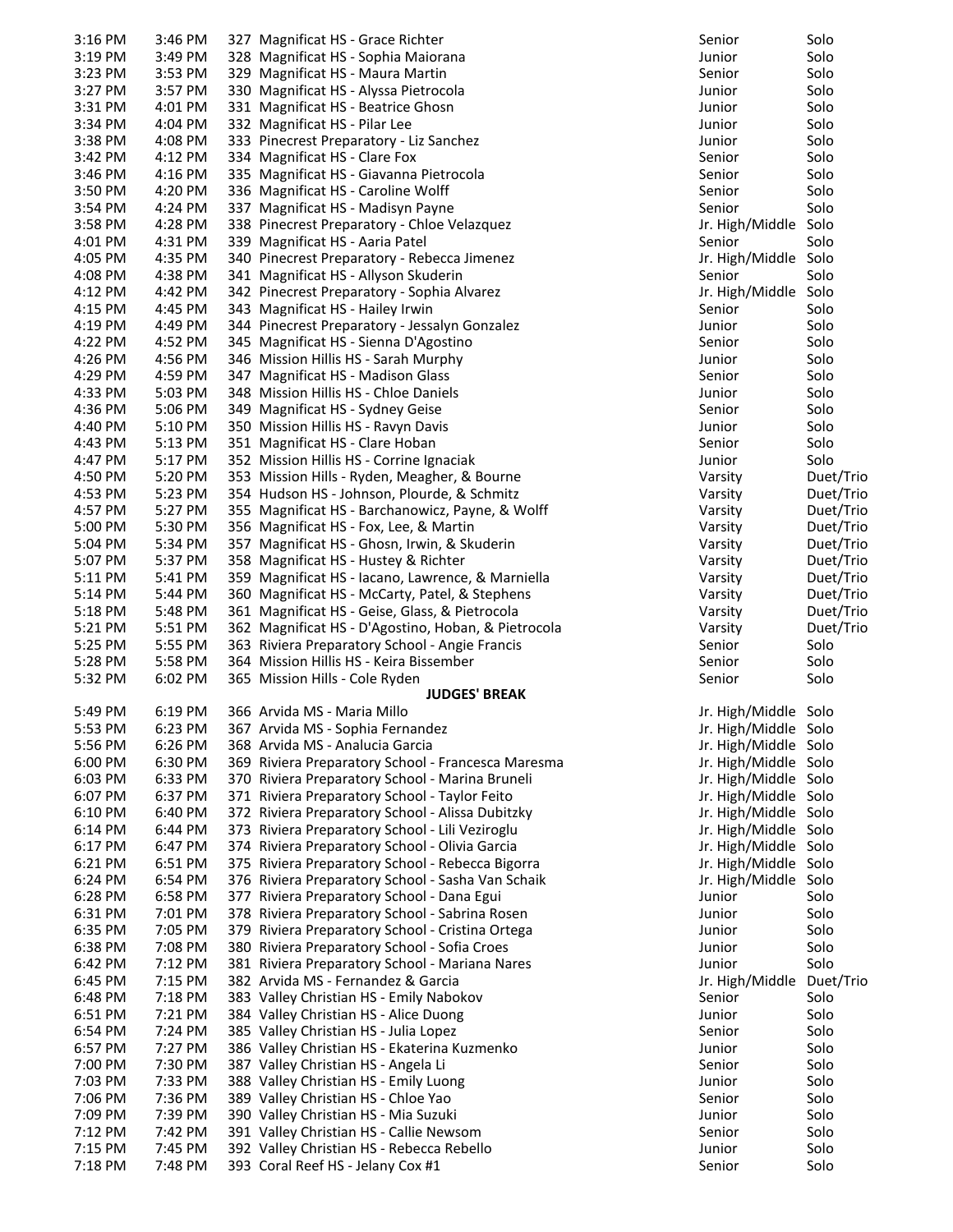| | | | | | |
|---|---|---|---|---|---|
| 3:16 PM | 3:46 PM | 327 | Magnificat HS - Grace Richter | Senior | Solo |
| 3:19 PM | 3:49 PM | 328 | Magnificat HS - Sophia Maiorana | Junior | Solo |
| 3:23 PM | 3:53 PM | 329 | Magnificat HS - Maura Martin | Senior | Solo |
| 3:27 PM | 3:57 PM | 330 | Magnificat HS - Alyssa Pietrocola | Junior | Solo |
| 3:31 PM | 4:01 PM | 331 | Magnificat HS - Beatrice Ghosn | Junior | Solo |
| 3:34 PM | 4:04 PM | 332 | Magnificat HS - Pilar Lee | Junior | Solo |
| 3:38 PM | 4:08 PM | 333 | Pinecrest Preparatory - Liz Sanchez | Junior | Solo |
| 3:42 PM | 4:12 PM | 334 | Magnificat HS - Clare Fox | Senior | Solo |
| 3:46 PM | 4:16 PM | 335 | Magnificat HS - Giavanna Pietrocola | Senior | Solo |
| 3:50 PM | 4:20 PM | 336 | Magnificat HS - Caroline Wolff | Senior | Solo |
| 3:54 PM | 4:24 PM | 337 | Magnificat HS - Madisyn Payne | Senior | Solo |
| 3:58 PM | 4:28 PM | 338 | Pinecrest Preparatory - Chloe Velazquez | Jr. High/Middle | Solo |
| 4:01 PM | 4:31 PM | 339 | Magnificat HS - Aaria Patel | Senior | Solo |
| 4:05 PM | 4:35 PM | 340 | Pinecrest Preparatory - Rebecca Jimenez | Jr. High/Middle | Solo |
| 4:08 PM | 4:38 PM | 341 | Magnificat HS - Allyson Skuderin | Senior | Solo |
| 4:12 PM | 4:42 PM | 342 | Pinecrest Preparatory - Sophia Alvarez | Jr. High/Middle | Solo |
| 4:15 PM | 4:45 PM | 343 | Magnificat HS - Hailey Irwin | Senior | Solo |
| 4:19 PM | 4:49 PM | 344 | Pinecrest Preparatory - Jessalyn Gonzalez | Junior | Solo |
| 4:22 PM | 4:52 PM | 345 | Magnificat HS - Sienna D'Agostino | Senior | Solo |
| 4:26 PM | 4:56 PM | 346 | Mission Hillis HS - Sarah Murphy | Junior | Solo |
| 4:29 PM | 4:59 PM | 347 | Magnificat HS - Madison Glass | Senior | Solo |
| 4:33 PM | 5:03 PM | 348 | Mission Hillis HS - Chloe Daniels | Junior | Solo |
| 4:36 PM | 5:06 PM | 349 | Magnificat HS - Sydney Geise | Senior | Solo |
| 4:40 PM | 5:10 PM | 350 | Mission Hillis HS - Ravyn Davis | Junior | Solo |
| 4:43 PM | 5:13 PM | 351 | Magnificat HS - Clare Hoban | Senior | Solo |
| 4:47 PM | 5:17 PM | 352 | Mission Hillis HS - Corrine Ignaciak | Junior | Solo |
| 4:50 PM | 5:20 PM | 353 | Mission Hills - Ryden, Meagher, & Bourne | Varsity | Duet/Trio |
| 4:53 PM | 5:23 PM | 354 | Hudson HS - Johnson, Plourde, & Schmitz | Varsity | Duet/Trio |
| 4:57 PM | 5:27 PM | 355 | Magnificat HS - Barchanowicz, Payne, & Wolff | Varsity | Duet/Trio |
| 5:00 PM | 5:30 PM | 356 | Magnificat HS - Fox, Lee, & Martin | Varsity | Duet/Trio |
| 5:04 PM | 5:34 PM | 357 | Magnificat HS - Ghosn, Irwin, & Skuderin | Varsity | Duet/Trio |
| 5:07 PM | 5:37 PM | 358 | Magnificat HS - Hustey & Richter | Varsity | Duet/Trio |
| 5:11 PM | 5:41 PM | 359 | Magnificat HS - Iacano, Lawrence, & Marniella | Varsity | Duet/Trio |
| 5:14 PM | 5:44 PM | 360 | Magnificat HS - McCarty, Patel, & Stephens | Varsity | Duet/Trio |
| 5:18 PM | 5:48 PM | 361 | Magnificat HS - Geise, Glass, & Pietrocola | Varsity | Duet/Trio |
| 5:21 PM | 5:51 PM | 362 | Magnificat HS - D'Agostino, Hoban, & Pietrocola | Varsity | Duet/Trio |
| 5:25 PM | 5:55 PM | 363 | Riviera Preparatory School - Angie Francis | Senior | Solo |
| 5:28 PM | 5:58 PM | 364 | Mission Hillis HS - Keira Bissember | Senior | Solo |
| 5:32 PM | 6:02 PM | 365 | Mission Hills - Cole Ryden | Senior | Solo |
| | | | **JUDGES' BREAK** | | |
| 5:49 PM | 6:19 PM | 366 | Arvida MS - Maria Millo | Jr. High/Middle | Solo |
| 5:53 PM | 6:23 PM | 367 | Arvida MS - Sophia Fernandez | Jr. High/Middle | Solo |
| 5:56 PM | 6:26 PM | 368 | Arvida MS - Analucia Garcia | Jr. High/Middle | Solo |
| 6:00 PM | 6:30 PM | 369 | Riviera Preparatory School - Francesca Maresma | Jr. High/Middle | Solo |
| 6:03 PM | 6:33 PM | 370 | Riviera Preparatory School - Marina Bruneli | Jr. High/Middle | Solo |
| 6:07 PM | 6:37 PM | 371 | Riviera Preparatory School - Taylor Feito | Jr. High/Middle | Solo |
| 6:10 PM | 6:40 PM | 372 | Riviera Preparatory School - Alissa Dubitzky | Jr. High/Middle | Solo |
| 6:14 PM | 6:44 PM | 373 | Riviera Preparatory School - Lili Veziroglu | Jr. High/Middle | Solo |
| 6:17 PM | 6:47 PM | 374 | Riviera Preparatory School - Olivia Garcia | Jr. High/Middle | Solo |
| 6:21 PM | 6:51 PM | 375 | Riviera Preparatory School - Rebecca Bigorra | Jr. High/Middle | Solo |
| 6:24 PM | 6:54 PM | 376 | Riviera Preparatory School - Sasha Van Schaik | Jr. High/Middle | Solo |
| 6:28 PM | 6:58 PM | 377 | Riviera Preparatory School - Dana Egui | Junior | Solo |
| 6:31 PM | 7:01 PM | 378 | Riviera Preparatory School - Sabrina Rosen | Junior | Solo |
| 6:35 PM | 7:05 PM | 379 | Riviera Preparatory School - Cristina Ortega | Junior | Solo |
| 6:38 PM | 7:08 PM | 380 | Riviera Preparatory School - Sofia Croes | Junior | Solo |
| 6:42 PM | 7:12 PM | 381 | Riviera Preparatory School - Mariana Nares | Junior | Solo |
| 6:45 PM | 7:15 PM | 382 | Arvida MS - Fernandez & Garcia | Jr. High/Middle | Duet/Trio |
| 6:48 PM | 7:18 PM | 383 | Valley Christian HS - Emily Nabokov | Senior | Solo |
| 6:51 PM | 7:21 PM | 384 | Valley Christian HS - Alice Duong | Junior | Solo |
| 6:54 PM | 7:24 PM | 385 | Valley Christian HS - Julia Lopez | Senior | Solo |
| 6:57 PM | 7:27 PM | 386 | Valley Christian HS - Ekaterina Kuzmenko | Junior | Solo |
| 7:00 PM | 7:30 PM | 387 | Valley Christian HS - Angela Li | Senior | Solo |
| 7:03 PM | 7:33 PM | 388 | Valley Christian HS - Emily Luong | Junior | Solo |
| 7:06 PM | 7:36 PM | 389 | Valley Christian HS - Chloe Yao | Senior | Solo |
| 7:09 PM | 7:39 PM | 390 | Valley Christian HS - Mia Suzuki | Junior | Solo |
| 7:12 PM | 7:42 PM | 391 | Valley Christian HS - Callie Newsom | Senior | Solo |
| 7:15 PM | 7:45 PM | 392 | Valley Christian HS - Rebecca Rebello | Junior | Solo |
| 7:18 PM | 7:48 PM | 393 | Coral Reef HS - Jelany Cox #1 | Senior | Solo |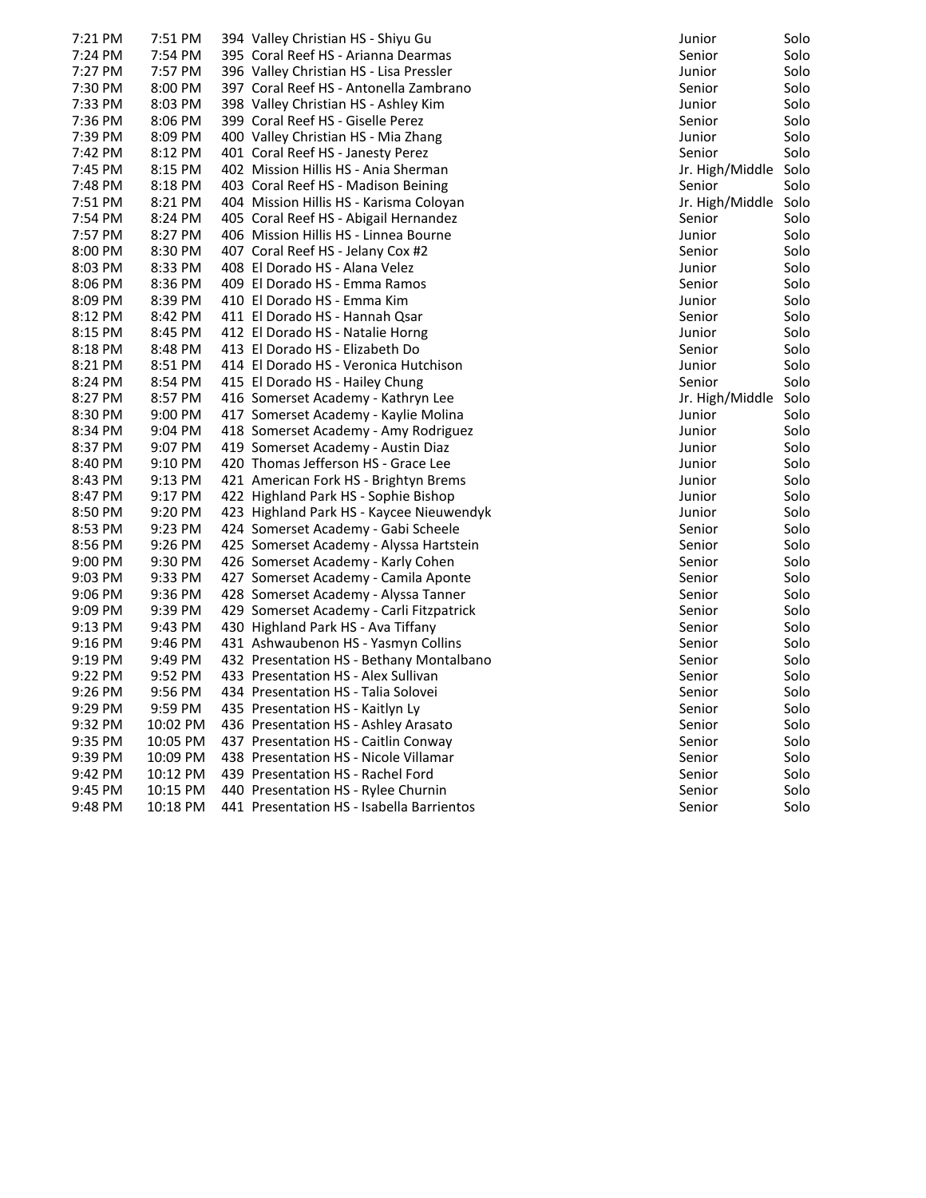| | | | | | |
|---|---|---|---|---|---|
| 7:21 PM | 7:51 PM | 394 | Valley Christian HS - Shiyu Gu | Junior | Solo |
| 7:24 PM | 7:54 PM | 395 | Coral Reef HS - Arianna Dearmas | Senior | Solo |
| 7:27 PM | 7:57 PM | 396 | Valley Christian HS - Lisa Pressler | Junior | Solo |
| 7:30 PM | 8:00 PM | 397 | Coral Reef HS - Antonella Zambrano | Senior | Solo |
| 7:33 PM | 8:03 PM | 398 | Valley Christian HS - Ashley Kim | Junior | Solo |
| 7:36 PM | 8:06 PM | 399 | Coral Reef HS - Giselle Perez | Senior | Solo |
| 7:39 PM | 8:09 PM | 400 | Valley Christian HS - Mia Zhang | Junior | Solo |
| 7:42 PM | 8:12 PM | 401 | Coral Reef HS - Janesty Perez | Senior | Solo |
| 7:45 PM | 8:15 PM | 402 | Mission Hillis HS - Ania Sherman | Jr. High/Middle | Solo |
| 7:48 PM | 8:18 PM | 403 | Coral Reef HS - Madison Beining | Senior | Solo |
| 7:51 PM | 8:21 PM | 404 | Mission Hillis HS - Karisma Coloyan | Jr. High/Middle | Solo |
| 7:54 PM | 8:24 PM | 405 | Coral Reef HS - Abigail Hernandez | Senior | Solo |
| 7:57 PM | 8:27 PM | 406 | Mission Hillis HS - Linnea Bourne | Junior | Solo |
| 8:00 PM | 8:30 PM | 407 | Coral Reef HS - Jelany Cox #2 | Senior | Solo |
| 8:03 PM | 8:33 PM | 408 | El Dorado HS - Alana Velez | Junior | Solo |
| 8:06 PM | 8:36 PM | 409 | El Dorado HS - Emma Ramos | Senior | Solo |
| 8:09 PM | 8:39 PM | 410 | El Dorado HS - Emma Kim | Junior | Solo |
| 8:12 PM | 8:42 PM | 411 | El Dorado HS - Hannah Qsar | Senior | Solo |
| 8:15 PM | 8:45 PM | 412 | El Dorado HS - Natalie Horng | Junior | Solo |
| 8:18 PM | 8:48 PM | 413 | El Dorado HS - Elizabeth Do | Senior | Solo |
| 8:21 PM | 8:51 PM | 414 | El Dorado HS - Veronica Hutchison | Junior | Solo |
| 8:24 PM | 8:54 PM | 415 | El Dorado HS - Hailey Chung | Senior | Solo |
| 8:27 PM | 8:57 PM | 416 | Somerset Academy - Kathryn Lee | Jr. High/Middle | Solo |
| 8:30 PM | 9:00 PM | 417 | Somerset Academy - Kaylie Molina | Junior | Solo |
| 8:34 PM | 9:04 PM | 418 | Somerset Academy - Amy Rodriguez | Junior | Solo |
| 8:37 PM | 9:07 PM | 419 | Somerset Academy - Austin Diaz | Junior | Solo |
| 8:40 PM | 9:10 PM | 420 | Thomas Jefferson HS - Grace Lee | Junior | Solo |
| 8:43 PM | 9:13 PM | 421 | American Fork HS - Brightyn Brems | Junior | Solo |
| 8:47 PM | 9:17 PM | 422 | Highland Park HS - Sophie Bishop | Junior | Solo |
| 8:50 PM | 9:20 PM | 423 | Highland Park HS - Kaycee Nieuwendyk | Junior | Solo |
| 8:53 PM | 9:23 PM | 424 | Somerset Academy - Gabi Scheele | Senior | Solo |
| 8:56 PM | 9:26 PM | 425 | Somerset Academy - Alyssa Hartstein | Senior | Solo |
| 9:00 PM | 9:30 PM | 426 | Somerset Academy - Karly Cohen | Senior | Solo |
| 9:03 PM | 9:33 PM | 427 | Somerset Academy - Camila Aponte | Senior | Solo |
| 9:06 PM | 9:36 PM | 428 | Somerset Academy - Alyssa Tanner | Senior | Solo |
| 9:09 PM | 9:39 PM | 429 | Somerset Academy - Carli Fitzpatrick | Senior | Solo |
| 9:13 PM | 9:43 PM | 430 | Highland Park HS - Ava Tiffany | Senior | Solo |
| 9:16 PM | 9:46 PM | 431 | Ashwaubenon HS - Yasmyn Collins | Senior | Solo |
| 9:19 PM | 9:49 PM | 432 | Presentation HS - Bethany Montalbano | Senior | Solo |
| 9:22 PM | 9:52 PM | 433 | Presentation HS - Alex Sullivan | Senior | Solo |
| 9:26 PM | 9:56 PM | 434 | Presentation HS - Talia Solovei | Senior | Solo |
| 9:29 PM | 9:59 PM | 435 | Presentation HS - Kaitlyn Ly | Senior | Solo |
| 9:32 PM | 10:02 PM | 436 | Presentation HS - Ashley Arasato | Senior | Solo |
| 9:35 PM | 10:05 PM | 437 | Presentation HS - Caitlin Conway | Senior | Solo |
| 9:39 PM | 10:09 PM | 438 | Presentation HS - Nicole Villamar | Senior | Solo |
| 9:42 PM | 10:12 PM | 439 | Presentation HS - Rachel Ford | Senior | Solo |
| 9:45 PM | 10:15 PM | 440 | Presentation HS - Rylee Churnin | Senior | Solo |
| 9:48 PM | 10:18 PM | 441 | Presentation HS - Isabella Barrientos | Senior | Solo |